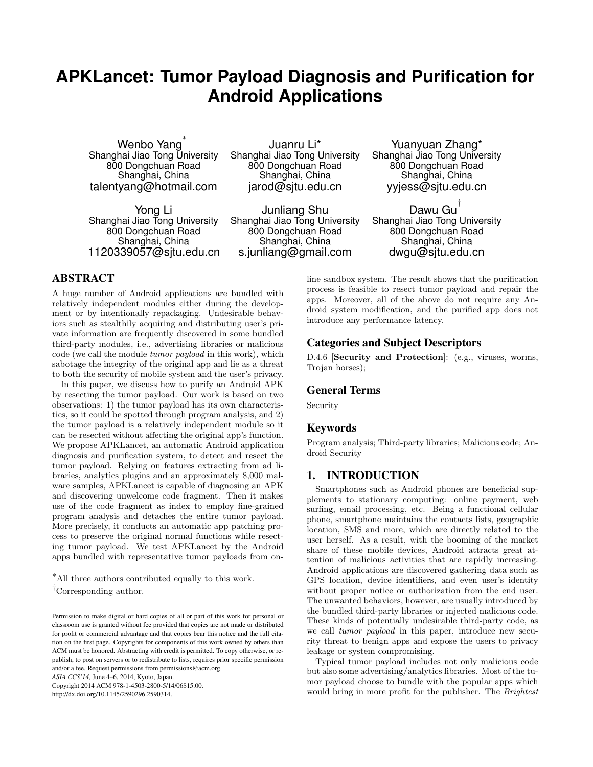# APKLancet: Tumor Payload Diagnosis and Purification for Android Applications

Wenbo Yang[*]
Shanghai Jiao Tong University
800 Dongchuan Road
Shanghai, China
talentyang@hotmail.com

Juanru Li*
Shanghai Jiao Tong University
800 Dongchuan Road
Shanghai, China
jarod@sjtu.edu.cn

Yuanyuan Zhang*
Shanghai Jiao Tong University
800 Dongchuan Road
Shanghai, China
yyjess@sjtu.edu.cn

Yong Li
Shanghai Jiao Tong University
800 Dongchuan Road
Shanghai, China
1120339057@sjtu.edu.cn

Junliang Shu
Shanghai Jiao Tong University
800 Dongchuan Road
Shanghai, China
s.junliang@gmail.com

Dawu Gu[†]
Shanghai Jiao Tong University
800 Dongchuan Road
Shanghai, China
dwgu@sjtu.edu.cn

## ABSTRACT

A huge number of Android applications are bundled with relatively independent modules either during the development or by intentionally repackaging. Undesirable behaviors such as stealthily acquiring and distributing user's private information are frequently discovered in some bundled third-party modules, i.e., advertising libraries or malicious code (we call the module *tumor payload* in this work), which sabotage the integrity of the original app and lie as a threat to both the security of mobile system and the user's privacy.

In this paper, we discuss how to purify an Android APK by resecting the tumor payload. Our work is based on two observations: 1) the tumor payload has its own characteristics, so it could be spotted through program analysis, and 2) the tumor payload is a relatively independent module so it can be resected without affecting the original app's function. We propose APKLancet, an automatic Android application diagnosis and purification system, to detect and resect the tumor payload. Relying on features extracting from ad libraries, analytics plugins and an approximately 8,000 malware samples, APKLancet is capable of diagnosing an APK and discovering unwelcome code fragment. Then it makes use of the code fragment as index to employ fine-grained program analysis and detaches the entire tumor payload. More precisely, it conducts an automatic app patching process to preserve the original normal functions while resecting tumor payload. We test APKLancet by the Android apps bundled with representative tumor payloads from online sandbox system. The result shows that the purification process is feasible to resect tumor payload and repair the apps. Moreover, all of the above do not require any Android system modification, and the purified app does not introduce any performance latency.

[*]All three authors contributed equally to this work.

[†]Corresponding author.

Permission to make digital or hard copies of all or part of this work for personal or classroom use is granted without fee provided that copies are not made or distributed for profit or commercial advantage and that copies bear this notice and the full citation on the first page. Copyrights for components of this work owned by others than ACM must be honored. Abstracting with credit is permitted. To copy otherwise, or republish, to post on servers or to redistribute to lists, requires prior specific permission and/or a fee. Request permissions from permissions@acm.org.
*ASIA CCS'14,* June 4–6, 2014, Kyoto, Japan.
Copyright 2014 ACM 978-1-4503-2800-5/14/06$15.00.
http://dx.doi.org/10.1145/2590296.2590314.

### Categories and Subject Descriptors

D.4.6 [**Security and Protection**]: (e.g., viruses, worms, Trojan horses);

### General Terms

Security

### Keywords

Program analysis; Third-party libraries; Malicious code; Android Security

## 1. INTRODUCTION

Smartphones such as Android phones are beneficial supplements to stationary computing: online payment, web surfing, email processing, etc. Being a functional cellular phone, smartphone maintains the contacts lists, geographic location, SMS and more, which are directly related to the user herself. As a result, with the booming of the market share of these mobile devices, Android attracts great attention of malicious activities that are rapidly increasing. Android applications are discovered gathering data such as GPS location, device identifiers, and even user's identity without proper notice or authorization from the end user. The unwanted behaviors, however, are usually introduced by the bundled third-party libraries or injected malicious code. These kinds of potentially undesirable third-party code, as we call *tumor payload* in this paper, introduce new security threat to benign apps and expose the users to privacy leakage or system compromising.

Typical tumor payload includes not only malicious code but also some advertising/analytics libraries. Most of the tumor payload choose to bundle with the popular apps which would bring in more profit for the publisher. The *Brightest*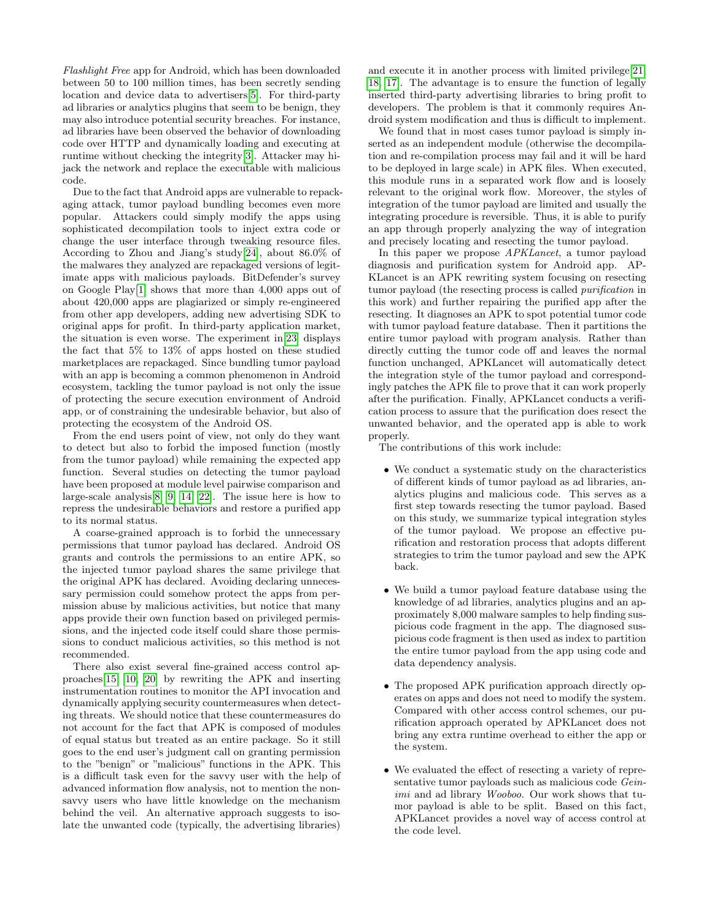*Flashlight Free* app for Android, which has been downloaded between 50 to 100 million times, has been secretly sending location and device data to advertisers[5]. For third-party ad libraries or analytics plugins that seem to be benign, they may also introduce potential security breaches. For instance, ad libraries have been observed the behavior of downloading code over HTTP and dynamically loading and executing at runtime without checking the integrity[3]. Attacker may hijack the network and replace the executable with malicious code.

Due to the fact that Android apps are vulnerable to repackaging attack, tumor payload bundling becomes even more popular. Attackers could simply modify the apps using sophisticated decompilation tools to inject extra code or change the user interface through tweaking resource files. According to Zhou and Jiang's study[24], about 86.0% of the malwares they analyzed are repackaged versions of legitimate apps with malicious payloads. BitDefender's survey on Google Play[1] shows that more than 4,000 apps out of about 420,000 apps are plagiarized or simply re-engineered from other app developers, adding new advertising SDK to original apps for profit. In third-party application market, the situation is even worse. The experiment in[23] displays the fact that 5% to 13% of apps hosted on these studied marketplaces are repackaged. Since bundling tumor payload with an app is becoming a common phenomenon in Android ecosystem, tackling the tumor payload is not only the issue of protecting the secure execution environment of Android app, or of constraining the undesirable behavior, but also of protecting the ecosystem of the Android OS.

From the end users point of view, not only do they want to detect but also to forbid the imposed function (mostly from the tumor payload) while remaining the expected app function. Several studies on detecting the tumor payload have been proposed at module level pairwise comparison and large-scale analysis[8, 9, 14, 22]. The issue here is how to repress the undesirable behaviors and restore a purified app to its normal status.

A coarse-grained approach is to forbid the unnecessary permissions that tumor payload has declared. Android OS grants and controls the permissions to an entire APK, so the injected tumor payload shares the same privilege that the original APK has declared. Avoiding declaring unnecessary permission could somehow protect the apps from permission abuse by malicious activities, but notice that many apps provide their own function based on privileged permissions, and the injected code itself could share those permissions to conduct malicious activities, so this method is not recommended.

There also exist several fine-grained access control approaches[15, 10, 20] by rewriting the APK and inserting instrumentation routines to monitor the API invocation and dynamically applying security countermeasures when detecting threats. We should notice that these countermeasures do not account for the fact that APK is composed of modules of equal status but treated as an entire package. So it still goes to the end user's judgment call on granting permission to the "benign" or "malicious" functions in the APK. This is a difficult task even for the savvy user with the help of advanced information flow analysis, not to mention the non-savvy users who have little knowledge on the mechanism behind the veil. An alternative approach suggests to isolate the unwanted code (typically, the advertising libraries) and execute it in another process with limited privilege[21, 18, 17]. The advantage is to ensure the function of legally inserted third-party advertising libraries to bring profit to developers. The problem is that it commonly requires Android system modification and thus is difficult to implement.

We found that in most cases tumor payload is simply inserted as an independent module (otherwise the decompilation and re-compilation process may fail and it will be hard to be deployed in large scale) in APK files. When executed, this module runs in a separated work flow and is loosely relevant to the original work flow. Moreover, the styles of integration of the tumor payload are limited and usually the integrating procedure is reversible. Thus, it is able to purify an app through properly analyzing the way of integration and precisely locating and resecting the tumor payload.

In this paper we propose *APKLancet*, a tumor payload diagnosis and purification system for Android app. APKLancet is an APK rewriting system focusing on resecting tumor payload (the resecting process is called *purification* in this work) and further repairing the purified app after the resecting. It diagnoses an APK to spot potential tumor code with tumor payload feature database. Then it partitions the entire tumor payload with program analysis. Rather than directly cutting the tumor code off and leaves the normal function unchanged, APKLancet will automatically detect the integration style of the tumor payload and correspondingly patches the APK file to prove that it can work properly after the purification. Finally, APKLancet conducts a verification process to assure that the purification does resect the unwanted behavior, and the operated app is able to work properly.

The contributions of this work include:

- We conduct a systematic study on the characteristics of different kinds of tumor payload as ad libraries, analytics plugins and malicious code. This serves as a first step towards resecting the tumor payload. Based on this study, we summarize typical integration styles of the tumor payload. We propose an effective purification and restoration process that adopts different strategies to trim the tumor payload and sew the APK back.
- We build a tumor payload feature database using the knowledge of ad libraries, analytics plugins and an approximately 8,000 malware samples to help finding suspicious code fragment in the app. The diagnosed suspicious code fragment is then used as index to partition the entire tumor payload from the app using code and data dependency analysis.
- The proposed APK purification approach directly operates on apps and does not need to modify the system. Compared with other access control schemes, our purification approach operated by APKLancet does not bring any extra runtime overhead to either the app or the system.
- We evaluated the effect of resecting a variety of representative tumor payloads such as malicious code *Geinimi* and ad library *Wooboo*. Our work shows that tumor payload is able to be split. Based on this fact, APKLancet provides a novel way of access control at the code level.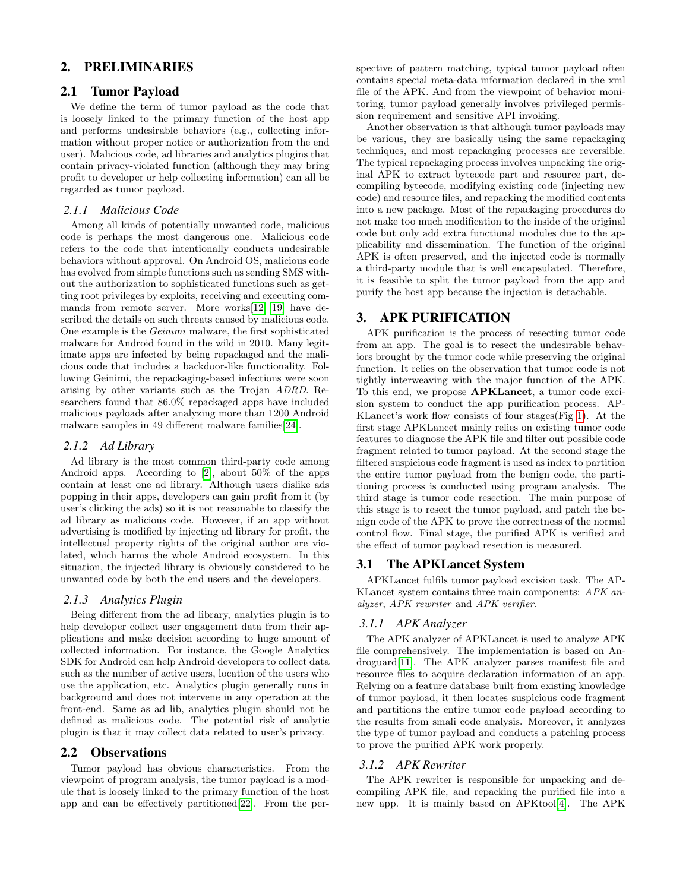## 2. PRELIMINARIES

### 2.1 Tumor Payload

We define the term of tumor payload as the code that is loosely linked to the primary function of the host app and performs undesirable behaviors (e.g., collecting information without proper notice or authorization from the end user). Malicious code, ad libraries and analytics plugins that contain privacy-violated function (although they may bring profit to developer or help collecting information) can all be regarded as tumor payload.

#### 2.1.1 Malicious Code

Among all kinds of potentially unwanted code, malicious code is perhaps the most dangerous one. Malicious code refers to the code that intentionally conducts undesirable behaviors without approval. On Android OS, malicious code has evolved from simple functions such as sending SMS without the authorization to sophisticated functions such as getting root privileges by exploits, receiving and executing commands from remote server. More works[12] [19] have described the details on such threats caused by malicious code. One example is the *Geinimi* malware, the first sophisticated malware for Android found in the wild in 2010. Many legitimate apps are infected by being repackaged and the malicious code that includes a backdoor-like functionality. Following Geinimi, the repackaging-based infections were soon arising by other variants such as the Trojan *ADRD*. Researchers found that 86.0% repackaged apps have included malicious payloads after analyzing more than 1200 Android malware samples in 49 different malware families[24].

#### 2.1.2 Ad Library

Ad library is the most common third-party code among Android apps. According to [2], about 50% of the apps contain at least one ad library. Although users dislike ads popping in their apps, developers can gain profit from it (by user's clicking the ads) so it is not reasonable to classify the ad library as malicious code. However, if an app without advertising is modified by injecting ad library for profit, the intellectual property rights of the original author are violated, which harms the whole Android ecosystem. In this situation, the injected library is obviously considered to be unwanted code by both the end users and the developers.

#### 2.1.3 Analytics Plugin

Being different from the ad library, analytics plugin is to help developer collect user engagement data from their applications and make decision according to huge amount of collected information. For instance, the Google Analytics SDK for Android can help Android developers to collect data such as the number of active users, location of the users who use the application, etc. Analytics plugin generally runs in background and does not intervene in any operation at the front-end. Same as ad lib, analytics plugin should not be defined as malicious code. The potential risk of analytic plugin is that it may collect data related to user's privacy.

### 2.2 Observations

Tumor payload has obvious characteristics. From the viewpoint of program analysis, the tumor payload is a module that is loosely linked to the primary function of the host app and can be effectively partitioned[22]. From the perspective of pattern matching, typical tumor payload often contains special meta-data information declared in the xml file of the APK. And from the viewpoint of behavior monitoring, tumor payload generally involves privileged permission requirement and sensitive API invoking.

Another observation is that although tumor payloads may be various, they are basically using the same repackaging techniques, and most repackaging processes are reversible. The typical repackaging process involves unpacking the original APK to extract bytecode part and resource part, decompiling bytecode, modifying existing code (injecting new code) and resource files, and repacking the modified contents into a new package. Most of the repackaging procedures do not make too much modification to the inside of the original code but only add extra functional modules due to the applicability and dissemination. The function of the original APK is often preserved, and the injected code is normally a third-party module that is well encapsulated. Therefore, it is feasible to split the tumor payload from the app and purify the host app because the injection is detachable.

## 3. APK PURIFICATION

APK purification is the process of resecting tumor code from an app. The goal is to resect the undesirable behaviors brought by the tumor code while preserving the original function. It relies on the observation that tumor code is not tightly interweaving with the major function of the APK. To this end, we propose **APKLancet**, a tumor code excision system to conduct the app purification process. APKLancet's work flow consists of four stages(Fig 1). At the first stage APKLancet mainly relies on existing tumor code features to diagnose the APK file and filter out possible code fragment related to tumor payload. At the second stage the filtered suspicious code fragment is used as index to partition the entire tumor payload from the benign code, the partitioning process is conducted using program analysis. The third stage is tumor code resection. The main purpose of this stage is to resect the tumor payload, and patch the benign code of the APK to prove the correctness of the normal control flow. Final stage, the purified APK is verified and the effect of tumor payload resection is measured.

### 3.1 The APKLancet System

APKLancet fulfils tumor payload excision task. The APKLancet system contains three main components: *APK analyzer*, *APK rewriter* and *APK verifier*.

#### 3.1.1 APK Analyzer

The APK analyzer of APKLancet is used to analyze APK file comprehensively. The implementation is based on Androguard[11]. The APK analyzer parses manifest file and resource files to acquire declaration information of an app. Relying on a feature database built from existing knowledge of tumor payload, it then locates suspicious code fragment and partitions the entire tumor code payload according to the results from smali code analysis. Moreover, it analyzes the type of tumor payload and conducts a patching process to prove the purified APK work properly.

#### 3.1.2 APK Rewriter

The APK rewriter is responsible for unpacking and decompiling APK file, and repacking the purified file into a new app. It is mainly based on APKtool[4]. The APK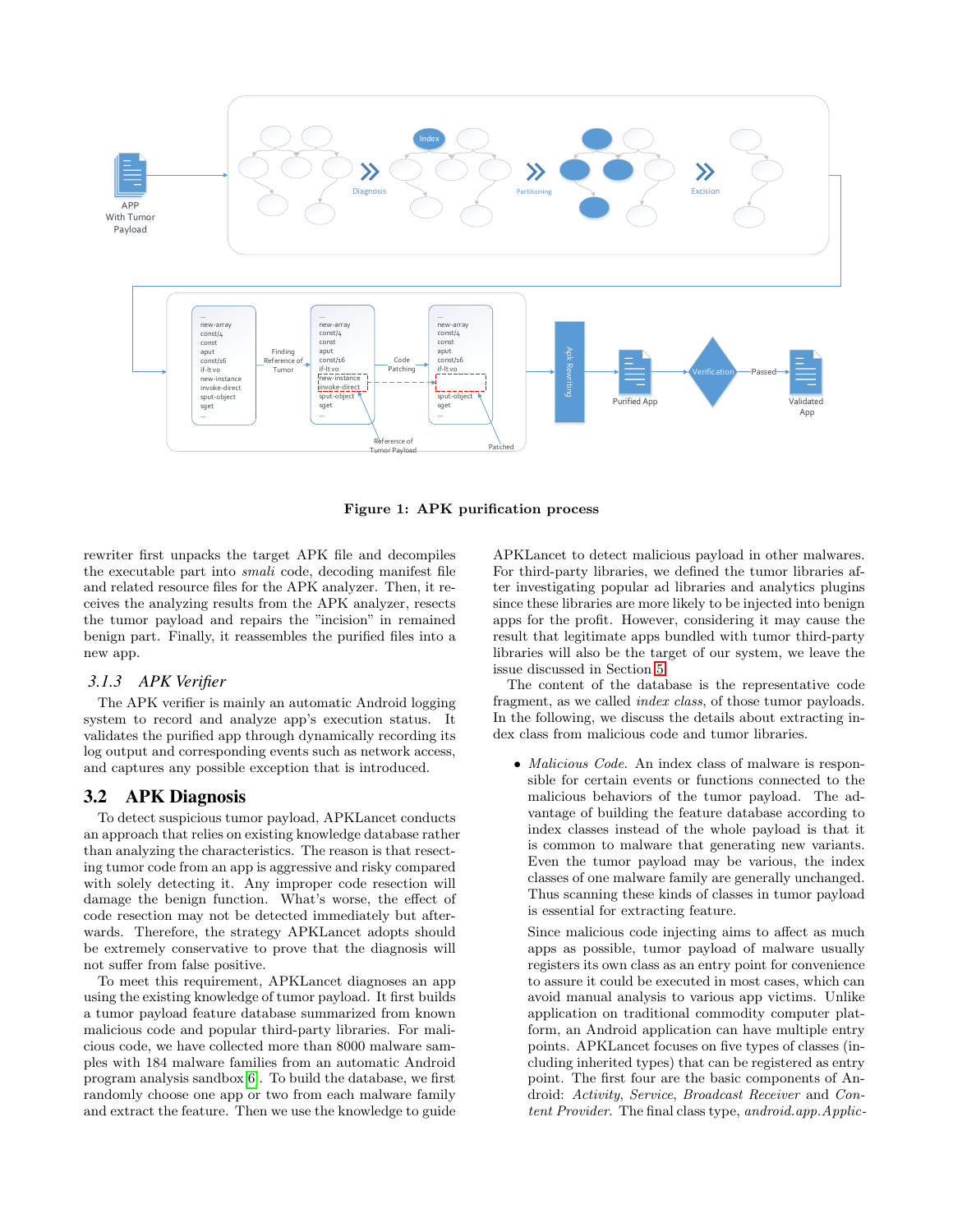APP
With Tumor
Payload

Diagnosis

Index

Partitioning

Excision

```
...
new-array
const/4
const
aput
const/16
if-lt vo
new-instance
invoke-direct
sput-object
sget
...
```

Finding
Reference of
Tumor

```
...
new-array
const/4
const
aput
const/16
if-lt vo
new-instance
invoke-direct
sput-object
sget
...
```

Code
Patching

```
...
new-array
const/4
const
aput
const/16
if-lt vo

sput-object
sget
...
```

Reference of
Tumor Payload

Patched

Apk Rewriting

Purified App

Verification

Passed

Validated
App

**Figure 1: APK purification process**

rewriter first unpacks the target APK file and decompiles the executable part into *smali* code, decoding manifest file and related resource files for the APK analyzer. Then, it receives the analyzing results from the APK analyzer, resects the tumor payload and repairs the "incision" in remained benign part. Finally, it reassembles the purified files into a new app.

### 3.1.3 APK Verifier

The APK verifier is mainly an automatic Android logging system to record and analyze app's execution status. It validates the purified app through dynamically recording its log output and corresponding events such as network access, and captures any possible exception that is introduced.

## 3.2 APK Diagnosis

To detect suspicious tumor payload, APKLancet conducts an approach that relies on existing knowledge database rather than analyzing the characteristics. The reason is that resecting tumor code from an app is aggressive and risky compared with solely detecting it. Any improper code resection will damage the benign function. What's worse, the effect of code resection may not be detected immediately but afterwards. Therefore, the strategy APKLancet adopts should be extremely conservative to prove that the diagnosis will not suffer from false positive.

To meet this requirement, APKLancet diagnoses an app using the existing knowledge of tumor payload. It first builds a tumor payload feature database summarized from known malicious code and popular third-party libraries. For malicious code, we have collected more than 8000 malware samples with 184 malware families from an automatic Android program analysis sandbox [6]. To build the database, we first randomly choose one app or two from each malware family and extract the feature. Then we use the knowledge to guide APKLancet to detect malicious payload in other malwares. For third-party libraries, we defined the tumor libraries after investigating popular ad libraries and analytics plugins since these libraries are more likely to be injected into benign apps for the profit. However, considering it may cause the result that legitimate apps bundled with tumor third-party libraries will also be the target of our system, we leave the issue discussed in Section 5.

The content of the database is the representative code fragment, as we called *index class*, of those tumor payloads. In the following, we discuss the details about extracting index class from malicious code and tumor libraries.

- *Malicious Code.* An index class of malware is responsible for certain events or functions connected to the malicious behaviors of the tumor payload. The advantage of building the feature database according to index classes instead of the whole payload is that it is common to malware that generating new variants. Even the tumor payload may be various, the index classes of one malware family are generally unchanged. Thus scanning these kinds of classes in tumor payload is essential for extracting feature.

  Since malicious code injecting aims to affect as much apps as possible, tumor payload of malware usually registers its own class as an entry point for convenience to assure it could be executed in most cases, which can avoid manual analysis to various app victims. Unlike application on traditional commodity computer platform, an Android application can have multiple entry points. APKLancet focuses on five types of classes (including inherited types) that can be registered as entry point. The first four are the basic components of Android: *Activity*, *Service*, *Broadcast Receiver* and *Content Provider*. The final class type, *android.app.Applic-*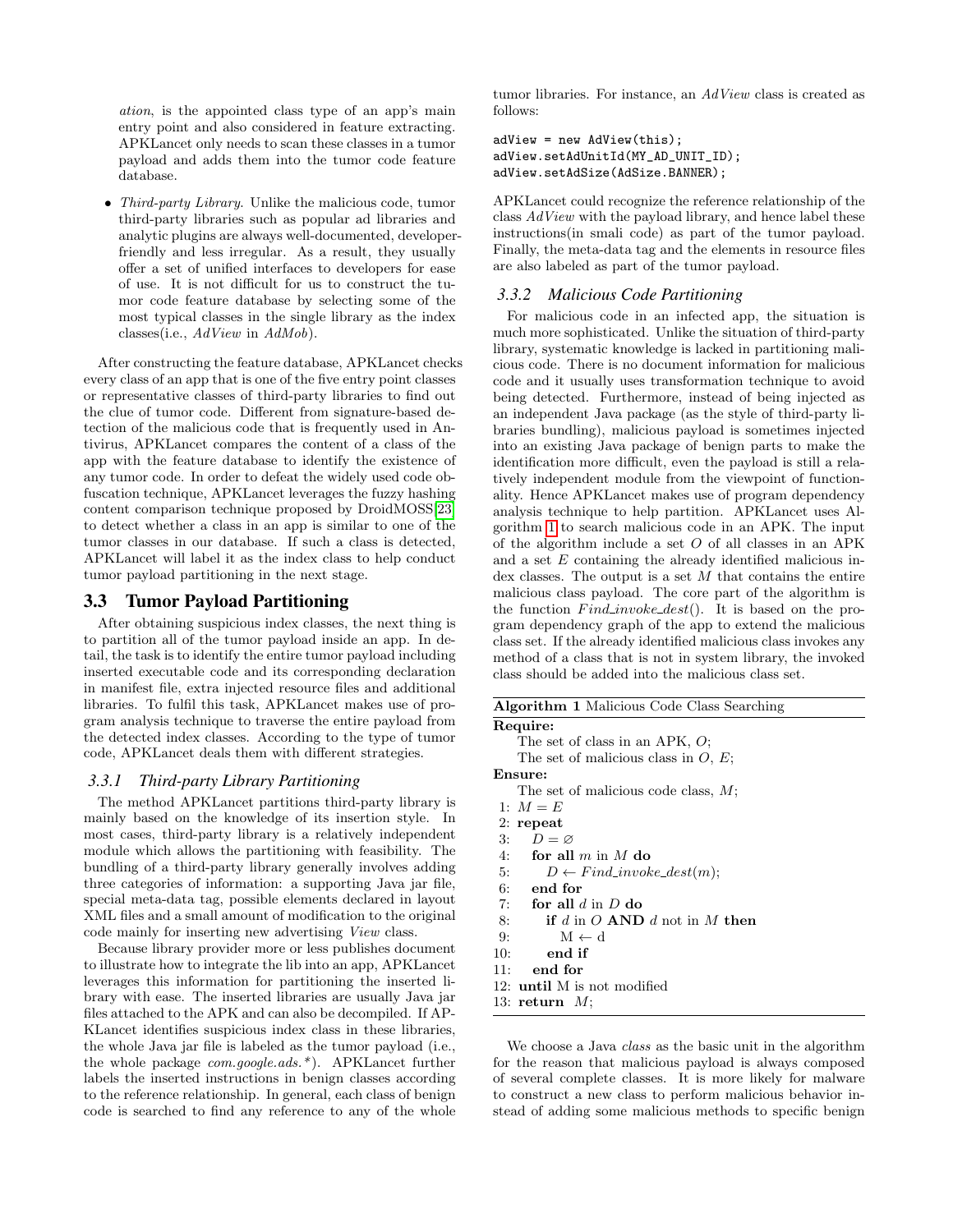*ation*, is the appointed class type of an app's main entry point and also considered in feature extracting. APKLancet only needs to scan these classes in a tumor payload and adds them into the tumor code feature database.

- *Third-party Library.* Unlike the malicious code, tumor third-party libraries such as popular ad libraries and analytic plugins are always well-documented, developer-friendly and less irregular. As a result, they usually offer a set of unified interfaces to developers for ease of use. It is not difficult for us to construct the tumor code feature database by selecting some of the most typical classes in the single library as the index classes(i.e., *AdView* in *AdMob*).

After constructing the feature database, APKLancet checks every class of an app that is one of the five entry point classes or representative classes of third-party libraries to find out the clue of tumor code. Different from signature-based detection of the malicious code that is frequently used in Antivirus, APKLancet compares the content of a class of the app with the feature database to identify the existence of any tumor code. In order to defeat the widely used code obfuscation technique, APKLancet leverages the fuzzy hashing content comparison technique proposed by DroidMOSS[23] to detect whether a class in an app is similar to one of the tumor classes in our database. If such a class is detected, APKLancet will label it as the index class to help conduct tumor payload partitioning in the next stage.

## 3.3 Tumor Payload Partitioning

After obtaining suspicious index classes, the next thing is to partition all of the tumor payload inside an app. In detail, the task is to identify the entire tumor payload including inserted executable code and its corresponding declaration in manifest file, extra injected resource files and additional libraries. To fulfil this task, APKLancet makes use of program analysis technique to traverse the entire payload from the detected index classes. According to the type of tumor code, APKLancet deals them with different strategies.

### 3.3.1 Third-party Library Partitioning

The method APKLancet partitions third-party library is mainly based on the knowledge of its insertion style. In most cases, third-party library is a relatively independent module which allows the partitioning with feasibility. The bundling of a third-party library generally involves adding three categories of information: a supporting Java jar file, special meta-data tag, possible elements declared in layout XML files and a small amount of modification to the original code mainly for inserting new advertising *View* class.

Because library provider more or less publishes document to illustrate how to integrate the lib into an app, APKLancet leverages this information for partitioning the inserted library with ease. The inserted libraries are usually Java jar files attached to the APK and can also be decompiled. If APKLancet identifies suspicious index class in these libraries, the whole Java jar file is labeled as the tumor payload (i.e., the whole package *com.google.ads.\**). APKLancet further labels the inserted instructions in benign classes according to the reference relationship. In general, each class of benign code is searched to find any reference to any of the whole tumor libraries. For instance, an *AdView* class is created as follows:

```
adView = new AdView(this);
adView.setAdUnitId(MY_AD_UNIT_ID);
adView.setAdSize(AdSize.BANNER);
```

APKLancet could recognize the reference relationship of the class *AdView* with the payload library, and hence label these instructions(in smali code) as part of the tumor payload. Finally, the meta-data tag and the elements in resource files are also labeled as part of the tumor payload.

### 3.3.2 Malicious Code Partitioning

For malicious code in an infected app, the situation is much more sophisticated. Unlike the situation of third-party library, systematic knowledge is lacked in partitioning malicious code. There is no document information for malicious code and it usually uses transformation technique to avoid being detected. Furthermore, instead of being injected as an independent Java package (as the style of third-party libraries bundling), malicious payload is sometimes injected into an existing Java package of benign parts to make the identification more difficult, even the payload is still a relatively independent module from the viewpoint of functionality. Hence APKLancet makes use of program dependency analysis technique to help partition. APKLancet uses Algorithm 1 to search malicious code in an APK. The input of the algorithm include a set $O$ of all classes in an APK and a set $E$ containing the already identified malicious index classes. The output is a set $M$ that contains the entire malicious class payload. The core part of the algorithm is the function $Find\_invoke\_dest()$. It is based on the program dependency graph of the app to extend the malicious class set. If the already identified malicious class invokes any method of a class that is not in system library, the invoked class should be added into the malicious class set.

**Algorithm 1** Malicious Code Class Searching

**Require:**
    The set of class in an APK, $O$;
    The set of malicious class in $O$, $E$;
**Ensure:**
    The set of malicious code class, $M$;
1: $M = E$
2: **repeat**
3:   $D = \varnothing$
4:   **for all** $m$ in $M$ **do**
5:     $D \leftarrow Find\_invoke\_dest(m)$;
6:   **end for**
7:   **for all** $d$ in $D$ **do**
8:     **if** $d$ in $O$ **AND** $d$ not in $M$ **then**
9:       $M \leftarrow d$
10:     **end if**
11:   **end for**
12: **until** M is not modified
13: **return** $M$;

We choose a Java *class* as the basic unit in the algorithm for the reason that malicious payload is always composed of several complete classes. It is more likely for malware to construct a new class to perform malicious behavior instead of adding some malicious methods to specific benign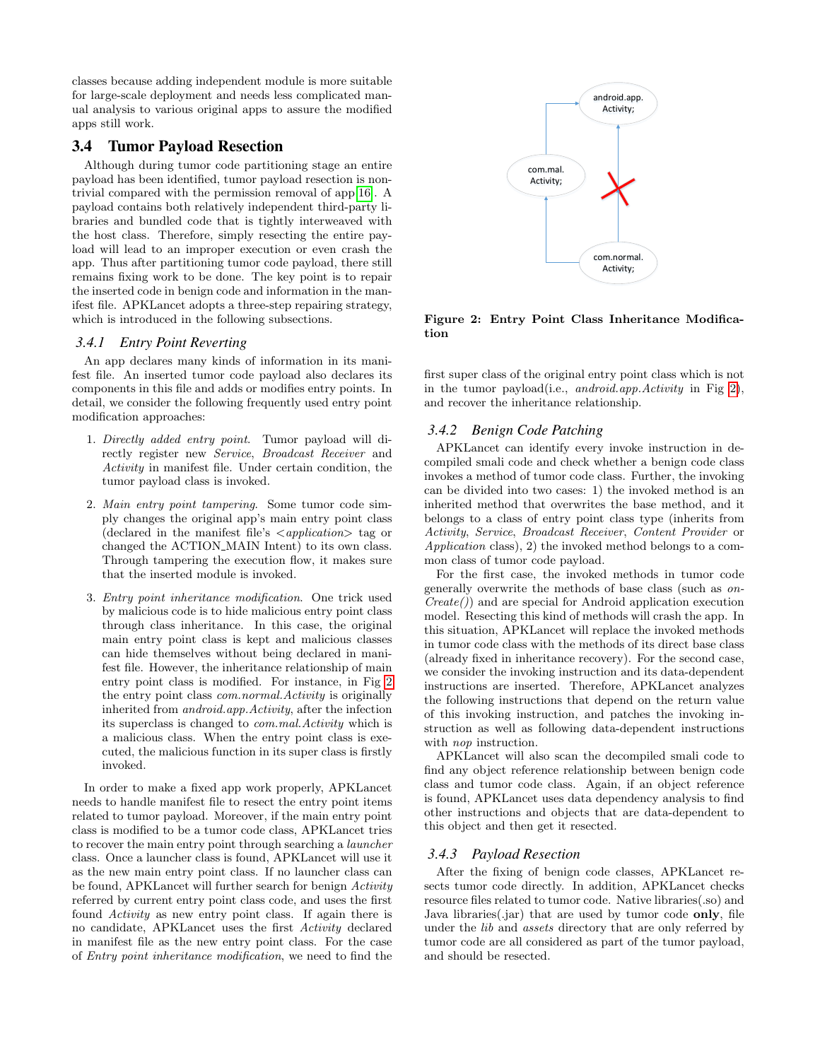classes because adding independent module is more suitable for large-scale deployment and needs less complicated manual analysis to various original apps to assure the modified apps still work.

## 3.4 Tumor Payload Resection

Although during tumor code partitioning stage an entire payload has been identified, tumor payload resection is non-trivial compared with the permission removal of app[16]. A payload contains both relatively independent third-party libraries and bundled code that is tightly interweaved with the host class. Therefore, simply resecting the entire payload will lead to an improper execution or even crash the app. Thus after partitioning tumor code payload, there still remains fixing work to be done. The key point is to repair the inserted code in benign code and information in the manifest file. APKLancet adopts a three-step repairing strategy, which is introduced in the following subsections.

### 3.4.1 Entry Point Reverting

An app declares many kinds of information in its manifest file. An inserted tumor code payload also declares its components in this file and adds or modifies entry points. In detail, we consider the following frequently used entry point modification approaches:

1. *Directly added entry point*. Tumor payload will directly register new *Service*, *Broadcast Receiver* and *Activity* in manifest file. Under certain condition, the tumor payload class is invoked.

2. *Main entry point tampering*. Some tumor code simply changes the original app's main entry point class (declared in the manifest file's <*application*> tag or changed the ACTION_MAIN Intent) to its own class. Through tampering the execution flow, it makes sure that the inserted module is invoked.

3. *Entry point inheritance modification*. One trick used by malicious code is to hide malicious entry point class through class inheritance. In this case, the original main entry point class is kept and malicious classes can hide themselves without being declared in manifest file. However, the inheritance relationship of main entry point class is modified. For instance, in Fig 2 the entry point class *com.normal.Activity* is originally inherited from *android.app.Activity*, after the infection its superclass is changed to *com.mal.Activity* which is a malicious class. When the entry point class is executed, the malicious function in its super class is firstly invoked.

In order to make a fixed app work properly, APKLancet needs to handle manifest file to resect the entry point items related to tumor payload. Moreover, if the main entry point class is modified to be a tumor code class, APKLancet tries to recover the main entry point through searching a *launcher* class. Once a launcher class is found, APKLancet will use it as the new main entry point class. If no launcher class can be found, APKLancet will further search for benign *Activity* referred by current entry point class code, and uses the first found *Activity* as new entry point class. If again there is no candidate, APKLancet uses the first *Activity* declared in manifest file as the new entry point class. For the case of *Entry point inheritance modification*, we need to find the first super class of the original entry point class which is not in the tumor payload(i.e., *android.app.Activity* in Fig 2), and recover the inheritance relationship.

android.app. Activity;

com.mal. Activity;

com.normal. Activity;

**Figure 2: Entry Point Class Inheritance Modification**

### 3.4.2 Benign Code Patching

APKLancet can identify every invoke instruction in decompiled smali code and check whether a benign code class invokes a method of tumor code class. Further, the invoking can be divided into two cases: 1) the invoked method is an inherited method that overwrites the base method, and it belongs to a class of entry point class type (inherits from *Activity*, *Service*, *Broadcast Receiver*, *Content Provider* or *Application* class), 2) the invoked method belongs to a common class of tumor code payload.

For the first case, the invoked methods in tumor code generally overwrite the methods of base class (such as *onCreate()*) and are special for Android application execution model. Resecting this kind of methods will crash the app. In this situation, APKLancet will replace the invoked methods in tumor code class with the methods of its direct base class (already fixed in inheritance recovery). For the second case, we consider the invoking instruction and its data-dependent instructions are inserted. Therefore, APKLancet analyzes the following instructions that depend on the return value of this invoking instruction, and patches the invoking instruction as well as following data-dependent instructions with *nop* instruction.

APKLancet will also scan the decompiled smali code to find any object reference relationship between benign code class and tumor code class. Again, if an object reference is found, APKLancet uses data dependency analysis to find other instructions and objects that are data-dependent to this object and then get it resected.

### 3.4.3 Payload Resection

After the fixing of benign code classes, APKLancet resects tumor code directly. In addition, APKLancet checks resource files related to tumor code. Native libraries(.so) and Java libraries(.jar) that are used by tumor code **only**, file under the *lib* and *assets* directory that are only referred by tumor code are all considered as part of the tumor payload, and should be resected.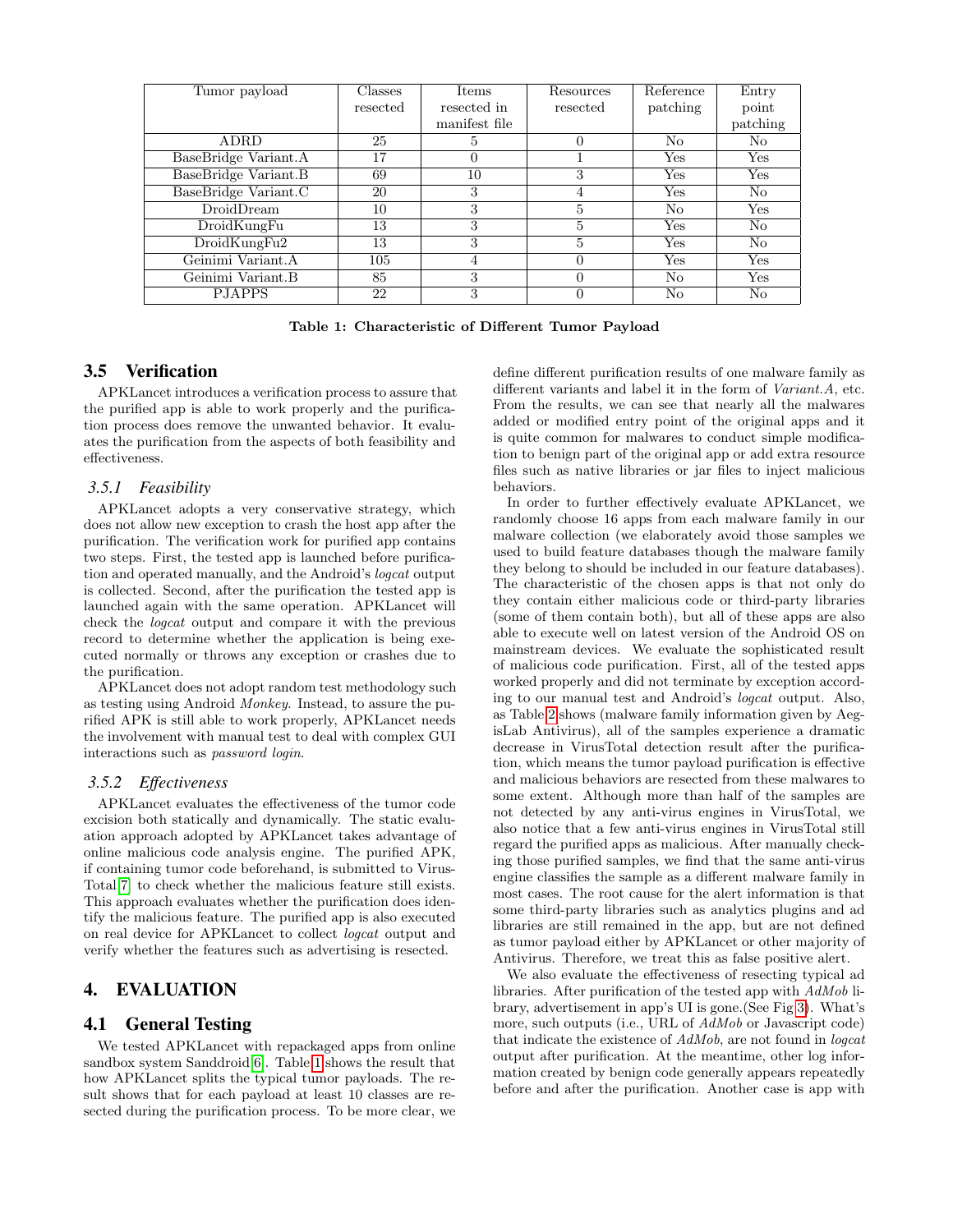| Tumor payload | Classes resected | Items resected in manifest file | Resources resected | Reference patching | Entry point patching |
|---|---|---|---|---|---|
| ADRD | 25 | 5 | 0 | No | No |
| BaseBridge Variant.A | 17 | 0 | 1 | Yes | Yes |
| BaseBridge Variant.B | 69 | 10 | 3 | Yes | Yes |
| BaseBridge Variant.C | 20 | 3 | 4 | Yes | No |
| DroidDream | 10 | 3 | 5 | No | Yes |
| DroidKungFu | 13 | 3 | 5 | Yes | No |
| DroidKungFu2 | 13 | 3 | 5 | Yes | No |
| Geinimi Variant.A | 105 | 4 | 0 | Yes | Yes |
| Geinimi Variant.B | 85 | 3 | 0 | No | Yes |
| PJAPPS | 22 | 3 | 0 | No | No |

**Table 1: Characteristic of Different Tumor Payload**

## 3.5 Verification

APKLancet introduces a verification process to assure that the purified app is able to work properly and the purification process does remove the unwanted behavior. It evaluates the purification from the aspects of both feasibility and effectiveness.

### 3.5.1 *Feasibility*

APKLancet adopts a very conservative strategy, which does not allow new exception to crash the host app after the purification. The verification work for purified app contains two steps. First, the tested app is launched before purification and operated manually, and the Android's *logcat* output is collected. Second, after the purification the tested app is launched again with the same operation. APKLancet will check the *logcat* output and compare it with the previous record to determine whether the application is being executed normally or throws any exception or crashes due to the purification.

APKLancet does not adopt random test methodology such as testing using Android *Monkey*. Instead, to assure the purified APK is still able to work properly, APKLancet needs the involvement with manual test to deal with complex GUI interactions such as *password login*.

### 3.5.2 *Effectiveness*

APKLancet evaluates the effectiveness of the tumor code excision both statically and dynamically. The static evaluation approach adopted by APKLancet takes advantage of online malicious code analysis engine. The purified APK, if containing tumor code beforehand, is submitted to VirusTotal[7] to check whether the malicious feature still exists. This approach evaluates whether the purification does identify the malicious feature. The purified app is also executed on real device for APKLancet to collect *logcat* output and verify whether the features such as advertising is resected.

# 4. EVALUATION

## 4.1 General Testing

We tested APKLancet with repackaged apps from online sandbox system Sanddroid[6]. Table 1 shows the result that how APKLancet splits the typical tumor payloads. The result shows that for each payload at least 10 classes are resected during the purification process. To be more clear, we define different purification results of one malware family as different variants and label it in the form of *Variant.A*, etc. From the results, we can see that nearly all the malwares added or modified entry point of the original apps and it is quite common for malwares to conduct simple modification to benign part of the original app or add extra resource files such as native libraries or jar files to inject malicious behaviors.

In order to further effectively evaluate APKLancet, we randomly choose 16 apps from each malware family in our malware collection (we elaborately avoid those samples we used to build feature databases though the malware family they belong to should be included in our feature databases). The characteristic of the chosen apps is that not only do they contain either malicious code or third-party libraries (some of them contain both), but all of these apps are also able to execute well on latest version of the Android OS on mainstream devices. We evaluate the sophisticated result of malicious code purification. First, all of the tested apps worked properly and did not terminate by exception according to our manual test and Android's *logcat* output. Also, as Table 2 shows (malware family information given by AegisLab Antivirus), all of the samples experience a dramatic decrease in VirusTotal detection result after the purification, which means the tumor payload purification is effective and malicious behaviors are resected from these malwares to some extent. Although more than half of the samples are not detected by any anti-virus engines in VirusTotal, we also notice that a few anti-virus engines in VirusTotal still regard the purified apps as malicious. After manually checking those purified samples, we find that the same anti-virus engine classifies the sample as a different malware family in most cases. The root cause for the alert information is that some third-party libraries such as analytics plugins and ad libraries are still remained in the app, but are not defined as tumor payload either by APKLancet or other majority of Antivirus. Therefore, we treat this as false positive alert.

We also evaluate the effectiveness of resecting typical ad libraries. After purification of the tested app with *AdMob* library, advertisement in app's UI is gone.(See Fig 3). What's more, such outputs (i.e., URL of *AdMob* or Javascript code) that indicate the existence of *AdMob*, are not found in *logcat* output after purification. At the meantime, other log information created by benign code generally appears repeatedly before and after the purification. Another case is app with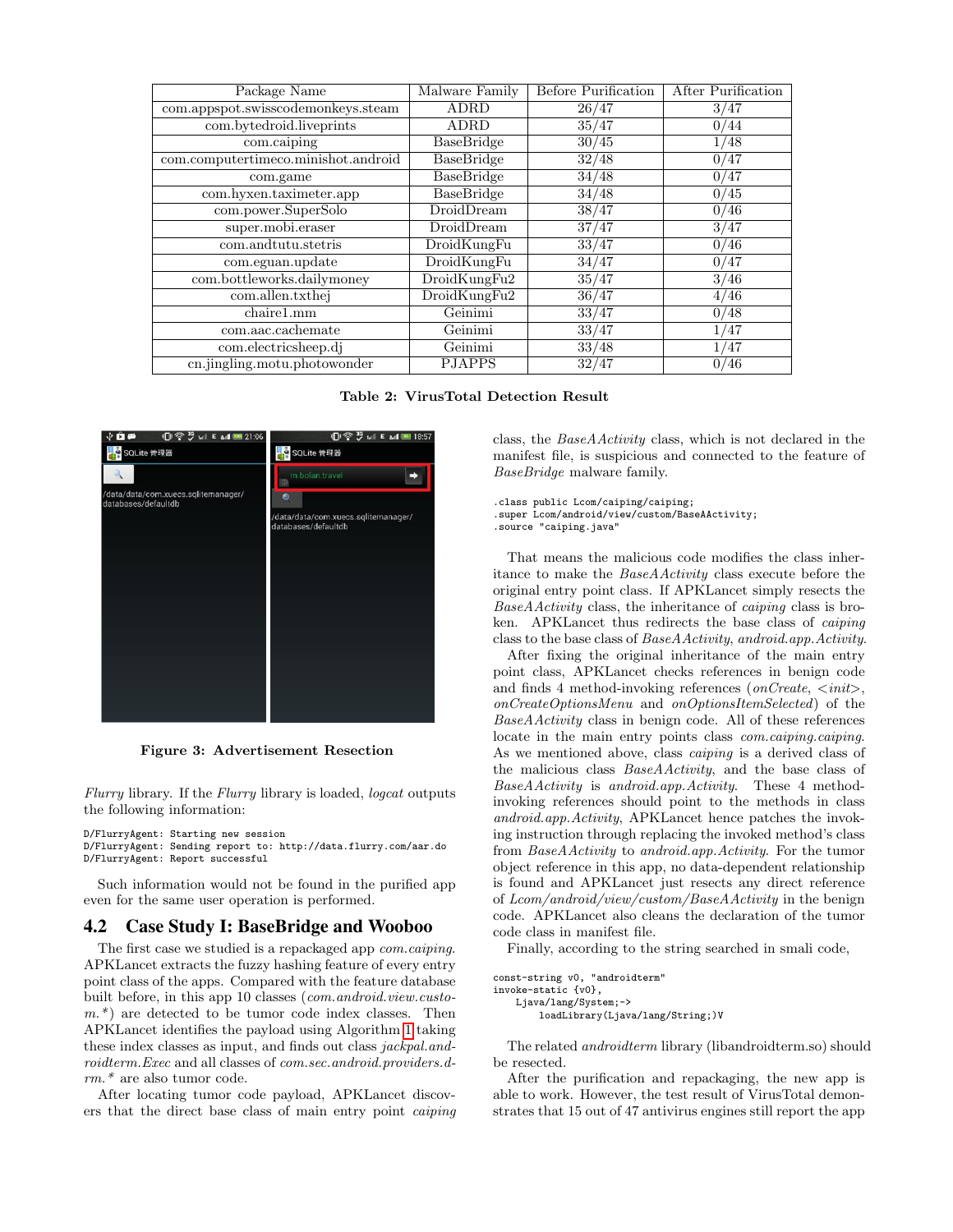| Package Name | Malware Family | Before Purification | After Purification |
|---|---|---|---|
| com.appspot.swisscodemonkeys.steam | ADRD | 26/47 | 3/47 |
| com.bytedroid.liveprints | ADRD | 35/47 | 0/44 |
| com.caiping | BaseBridge | 30/45 | 1/48 |
| com.computertimeco.minishot.android | BaseBridge | 32/48 | 0/47 |
| com.game | BaseBridge | 34/48 | 0/47 |
| com.hyxen.taximeter.app | BaseBridge | 34/48 | 0/45 |
| com.power.SuperSolo | DroidDream | 38/47 | 0/46 |
| super.mobi.eraser | DroidDream | 37/47 | 3/47 |
| com.andtutu.stetris | DroidKungFu | 33/47 | 0/46 |
| com.eguan.update | DroidKungFu | 34/47 | 0/47 |
| com.bottleworks.dailymoney | DroidKungFu2 | 35/47 | 3/46 |
| com.allen.txthej | DroidKungFu2 | 36/47 | 4/46 |
| chaire1.mm | Geinimi | 33/47 | 0/48 |
| com.aac.cachemate | Geinimi | 33/47 | 1/47 |
| com.electricsheep.dj | Geinimi | 33/48 | 1/47 |
| cn.jingling.motu.photowonder | PJAPPS | 32/47 | 0/46 |

**Table 2: VirusTotal Detection Result**

**Figure 3: Advertisement Resection**

*Flurry* library. If the *Flurry* library is loaded, *logcat* outputs the following information:

```
D/FlurryAgent: Starting new session
D/FlurryAgent: Sending report to: http://data.flurry.com/aar.do
D/FlurryAgent: Report successful
```

Such information would not be found in the purified app even for the same user operation is performed.

## 4.2 Case Study I: BaseBridge and Wooboo

The first case we studied is a repackaged app *com.caiping*. APKLancet extracts the fuzzy hashing feature of every entry point class of the apps. Compared with the feature database built before, in this app 10 classes (*com.android.view.custom.\**) are detected to be tumor code index classes. Then APKLancet identifies the payload using Algorithm 1 taking these index classes as input, and finds out class *jackpal.androidterm.Exec* and all classes of *com.sec.android.providers.drm.\** are also tumor code.

After locating tumor code payload, APKLancet discovers that the direct base class of main entry point *caiping* class, the *BaseAActivity* class, which is not declared in the manifest file, is suspicious and connected to the feature of *BaseBridge* malware family.

```
.class public Lcom/caiping/caiping;
.super Lcom/android/view/custom/BaseAActivity;
.source "caiping.java"
```

That means the malicious code modifies the class inheritance to make the *BaseAActivity* class execute before the original entry point class. If APKLancet simply resects the *BaseAActivity* class, the inheritance of *caiping* class is broken. APKLancet thus redirects the base class of *caiping* class to the base class of *BaseAActivity*, *android.app.Activity*.

After fixing the original inheritance of the main entry point class, APKLancet checks references in benign code and finds 4 method-invoking references (*onCreate*, *<init>*, *onCreateOptionsMenu* and *onOptionsItemSelected*) of the *BaseAActivity* class in benign code. All of these references locate in the main entry points class *com.caiping.caiping*. As we mentioned above, class *caiping* is a derived class of the malicious class *BaseAActivity*, and the base class of *BaseAActivity* is *android.app.Activity*. These 4 method-invoking references should point to the methods in class *android.app.Activity*, APKLancet hence patches the invoking instruction through replacing the invoked method's class from *BaseAActivity* to *android.app.Activity*. For the tumor object reference in this app, no data-dependent relationship is found and APKLancet just resects any direct reference of *Lcom/android/view/custom/BaseAActivity* in the benign code. APKLancet also cleans the declaration of the tumor code class in manifest file.

Finally, according to the string searched in smali code,

```
const-string v0, "androidterm"
invoke-static {v0},
    Ljava/lang/System;->
        loadLibrary(Ljava/lang/String;)V
```

The related *androidterm* library (libandroidterm.so) should be resected.

After the purification and repackaging, the new app is able to work. However, the test result of VirusTotal demonstrates that 15 out of 47 antivirus engines still report the app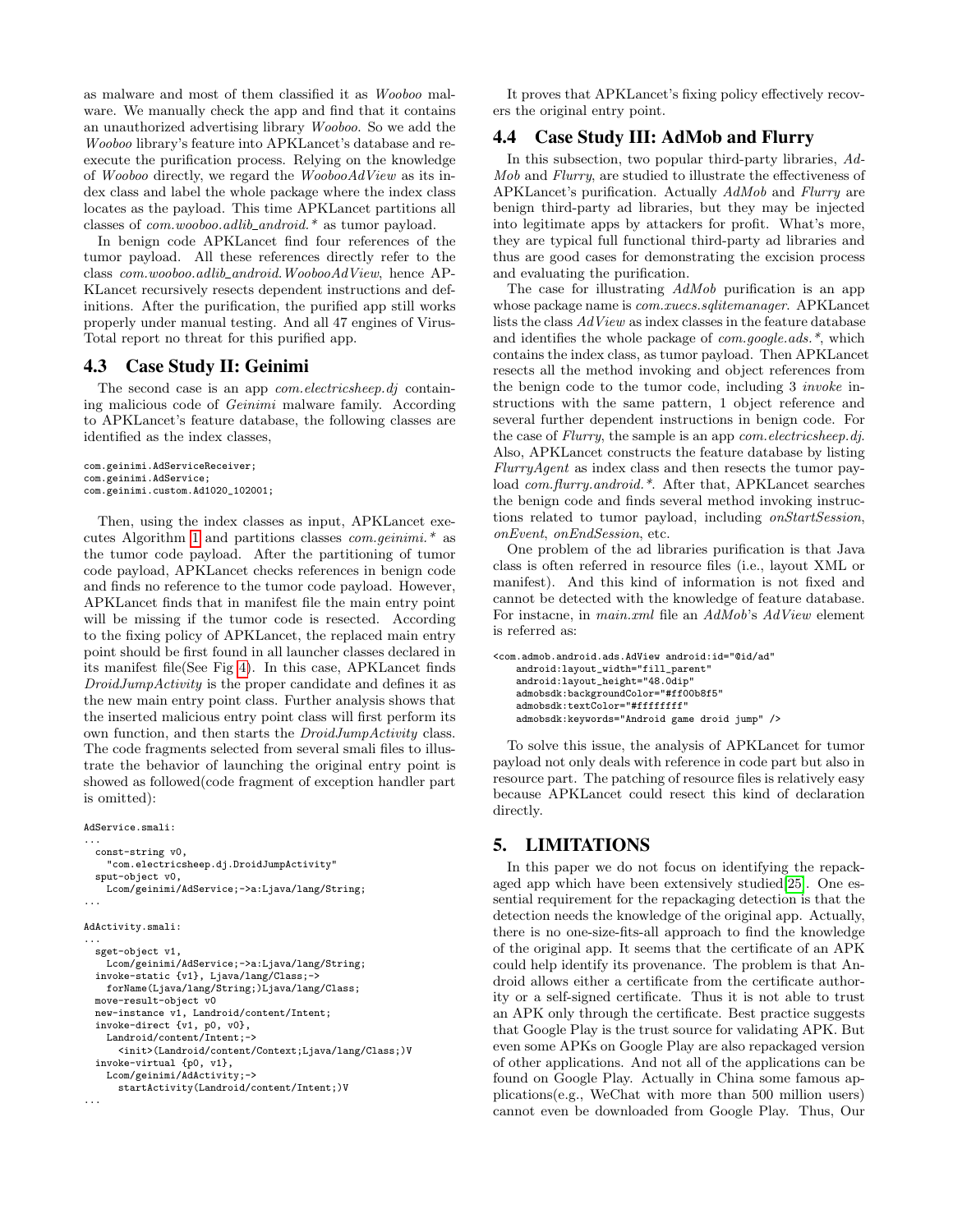as malware and most of them classified it as *Wooboo* malware. We manually check the app and find that it contains an unauthorized advertising library *Wooboo*. So we add the *Wooboo* library's feature into APKLancet's database and reexecute the purification process. Relying on the knowledge of *Wooboo* directly, we regard the *WooboоAdView* as its index class and label the whole package where the index class locates as the payload. This time APKLancet partitions all classes of *com.wooboo.adlib_android.** as tumor payload.

In benign code APKLancet find four references of the tumor payload. All these references directly refer to the class *com.wooboo.adlib_android.WoobooAdView*, hence APKLancet recursively resects dependent instructions and definitions. After the purification, the purified app still works properly under manual testing. And all 47 engines of VirusTotal report no threat for this purified app.

### 4.3 Case Study II: Geinimi

The second case is an app *com.electricsheep.dj* containing malicious code of *Geinimi* malware family. According to APKLancet's feature database, the following classes are identified as the index classes,

```
com.geinimi.AdServiceReceiver;
com.geinimi.AdService;
com.geinimi.custom.Ad1020_102001;
```

Then, using the index classes as input, APKLancet executes Algorithm 1 and partitions classes *com.geinimi.** as the tumor code payload. After the partitioning of tumor code payload, APKLancet checks references in benign code and finds no reference to the tumor code payload. However, APKLancet finds that in manifest file the main entry point will be missing if the tumor code is resected. According to the fixing policy of APKLancet, the replaced main entry point should be first found in all launcher classes declared in its manifest file(See Fig 4). In this case, APKLancet finds *DroidJumpActivity* is the proper candidate and defines it as the new main entry point class. Further analysis shows that the inserted malicious entry point class will first perform its own function, and then starts the *DroidJumpActivity* class. The code fragments selected from several smali files to illustrate the behavior of launching the original entry point is showed as followed(code fragment of exception handler part is omitted):

```
AdService.smali:
...
  const-string v0,
    "com.electricsheep.dj.DroidJumpActivity"
  sput-object v0,
    Lcom/geinimi/AdService;->a:Ljava/lang/String;
...

AdActivity.smali:
...
  sget-object v1,
    Lcom/geinimi/AdService;->a:Ljava/lang/String;
  invoke-static {v1}, Ljava/lang/Class;->
    forName(Ljava/lang/String;)Ljava/lang/Class;
  move-result-object v0
  new-instance v1, Landroid/content/Intent;
  invoke-direct {v1, p0, v0},
    Landroid/content/Intent;->
      <init>(Landroid/content/Context;Ljava/lang/Class;)V
  invoke-virtual {p0, v1},
    Lcom/geinimi/AdActivity;->
      startActivity(Landroid/content/Intent;)V
...
```

It proves that APKLancet's fixing policy effectively recovers the original entry point.

### 4.4 Case Study III: AdMob and Flurry

In this subsection, two popular third-party libraries, *AdMob* and *Flurry*, are studied to illustrate the effectiveness of APKLancet's purification. Actually *AdMob* and *Flurry* are benign third-party ad libraries, but they may be injected into legitimate apps by attackers for profit. What's more, they are typical full functional third-party ad libraries and thus are good cases for demonstrating the excision process and evaluating the purification.

The case for illustrating *AdMob* purification is an app whose package name is *com.xuecs.sqlitemanager*. APKLancet lists the class *AdView* as index classes in the feature database and identifies the whole package of *com.google.ads.**, which contains the index class, as tumor payload. Then APKLancet resects all the method invoking and object references from the benign code to the tumor code, including 3 *invoke* instructions with the same pattern, 1 object reference and several further dependent instructions in benign code. For the case of *Flurry*, the sample is an app *com.electricsheep.dj*. Also, APKLancet constructs the feature database by listing *FlurryAgent* as index class and then resects the tumor payload *com.flurry.android.**. After that, APKLancet searches the benign code and finds several method invoking instructions related to tumor payload, including *onStartSession*, *onEvent*, *onEndSession*, etc.

One problem of the ad libraries purification is that Java class is often referred in resource files (i.e., layout XML or manifest). And this kind of information is not fixed and cannot be detected with the knowledge of feature database. For instacne, in *main.xml* file an *AdMob*'s *AdView* element is referred as:

```
<com.admob.android.ads.AdView android:id="@id/ad"
    android:layout_width="fill_parent"
    android:layout_height="48.0dip"
    admobsdk:backgroundColor="#ff00b8f5"
    admobsdk:textColor="#ffffffff"
    admobsdk:keywords="Android game droid jump" />
```

To solve this issue, the analysis of APKLancet for tumor payload not only deals with reference in code part but also in resource part. The patching of resource files is relatively easy because APKLancet could resect this kind of declaration directly.

## 5. LIMITATIONS

In this paper we do not focus on identifying the repackaged app which have been extensively studied[25]. One essential requirement for the repackaging detection is that the detection needs the knowledge of the original app. Actually, there is no one-size-fits-all approach to find the knowledge of the original app. It seems that the certificate of an APK could help identify its provenance. The problem is that Android allows either a certificate from the certificate authority or a self-signed certificate. Thus it is not able to trust an APK only through the certificate. Best practice suggests that Google Play is the trust source for validating APK. But even some APKs on Google Play are also repackaged version of other applications. And not all of the applications can be found on Google Play. Actually in China some famous applications(e.g., WeChat with more than 500 million users) cannot even be downloaded from Google Play. Thus, Our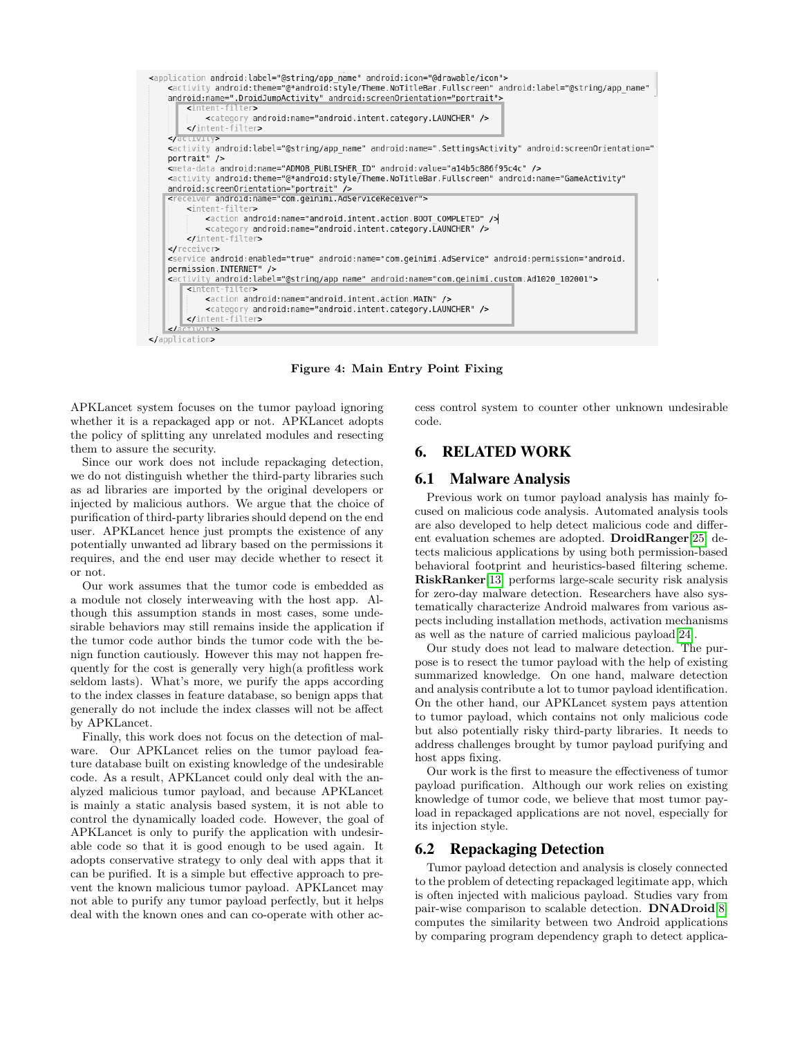```xml
<application android:label="@string/app_name" android:icon="@drawable/icon">
    <activity android:theme="@*android:style/Theme.NoTitleBar.Fullscreen" android:label="@string/app_name"
    android:name=".DroidJumpActivity" android:screenOrientation="portrait">
        <intent-filter>
            <category android:name="android.intent.category.LAUNCHER" />
        </intent-filter>
    </activity>
    <activity android:label="@string/app_name" android:name=".SettingsActivity" android:screenOrientation="
    portrait" />
    <meta-data android:name="ADMOB_PUBLISHER_ID" android:value="a14b5c886f95c4c" />
    <activity android:theme="@*android:style/Theme.NoTitleBar.Fullscreen" android:name="GameActivity"
    android:screenOrientation="portrait" />
    <receiver android:name="com.geinimi.AdServiceReceiver">
        <intent-filter>
            <action android:name="android.intent.action.BOOT_COMPLETED" />
            <category android:name="android.intent.category.LAUNCHER" />
        </intent-filter>
    </receiver>
    <service android:enabled="true" android:name="com.geinimi.AdService" android:permission="android.
    permission.INTERNET" />
    <activity android:label="@string/app_name" android:name="com.geinimi.custom.Ad1020_102001">
        <intent-filter>
            <action android:name="android.intent.action.MAIN" />
            <category android:name="android.intent.category.LAUNCHER" />
        </intent-filter>
    </activity>
</application>
```

**Figure 4: Main Entry Point Fixing**

APKLancet system focuses on the tumor payload ignoring whether it is a repackaged app or not. APKLancet adopts the policy of splitting any unrelated modules and resecting them to assure the security.

Since our work does not include repackaging detection, we do not distinguish whether the third-party libraries such as ad libraries are imported by the original developers or injected by malicious authors. We argue that the choice of purification of third-party libraries should depend on the end user. APKLancet hence just prompts the existence of any potentially unwanted ad library based on the permissions it requires, and the end user may decide whether to resect it or not.

Our work assumes that the tumor code is embedded as a module not closely interweaving with the host app. Although this assumption stands in most cases, some undesirable behaviors may still remains inside the application if the tumor code author binds the tumor code with the benign function cautiously. However this may not happen frequently for the cost is generally very high(a profitless work seldom lasts). What's more, we purify the apps according to the index classes in feature database, so benign apps that generally do not include the index classes will not be affect by APKLancet.

Finally, this work does not focus on the detection of malware. Our APKLancet relies on the tumor payload feature database built on existing knowledge of the undesirable code. As a result, APKLancet could only deal with the analyzed malicious tumor payload, and because APKLancet is mainly a static analysis based system, it is not able to control the dynamically loaded code. However, the goal of APKLancet is only to purify the application with undesirable code so that it is good enough to be used again. It adopts conservative strategy to only deal with apps that it can be purified. It is a simple but effective approach to prevent the known malicious tumor payload. APKLancet may not able to purify any tumor payload perfectly, but it helps deal with the known ones and can co-operate with other access control system to counter other unknown undesirable code.

## 6. RELATED WORK

### 6.1 Malware Analysis

Previous work on tumor payload analysis has mainly focused on malicious code analysis. Automated analysis tools are also developed to help detect malicious code and different evaluation schemes are adopted. **DroidRanger**[25] detects malicious applications by using both permission-based behavioral footprint and heuristics-based filtering scheme. **RiskRanker**[13] performs large-scale security risk analysis for zero-day malware detection. Researchers have also systematically characterize Android malwares from various aspects including installation methods, activation mechanisms as well as the nature of carried malicious payload[24].

Our study does not lead to malware detection. The purpose is to resect the tumor payload with the help of existing summarized knowledge. On one hand, malware detection and analysis contribute a lot to tumor payload identification. On the other hand, our APKLancet system pays attention to tumor payload, which contains not only malicious code but also potentially risky third-party libraries. It needs to address challenges brought by tumor payload purifying and host apps fixing.

Our work is the first to measure the effectiveness of tumor payload purification. Although our work relies on existing knowledge of tumor code, we believe that most tumor payload in repackaged applications are not novel, especially for its injection style.

### 6.2 Repackaging Detection

Tumor payload detection and analysis is closely connected to the problem of detecting repackaged legitimate app, which is often injected with malicious payload. Studies vary from pair-wise comparison to scalable detection. **DNADroid**[8] computes the similarity between two Android applications by comparing program dependency graph to detect applica-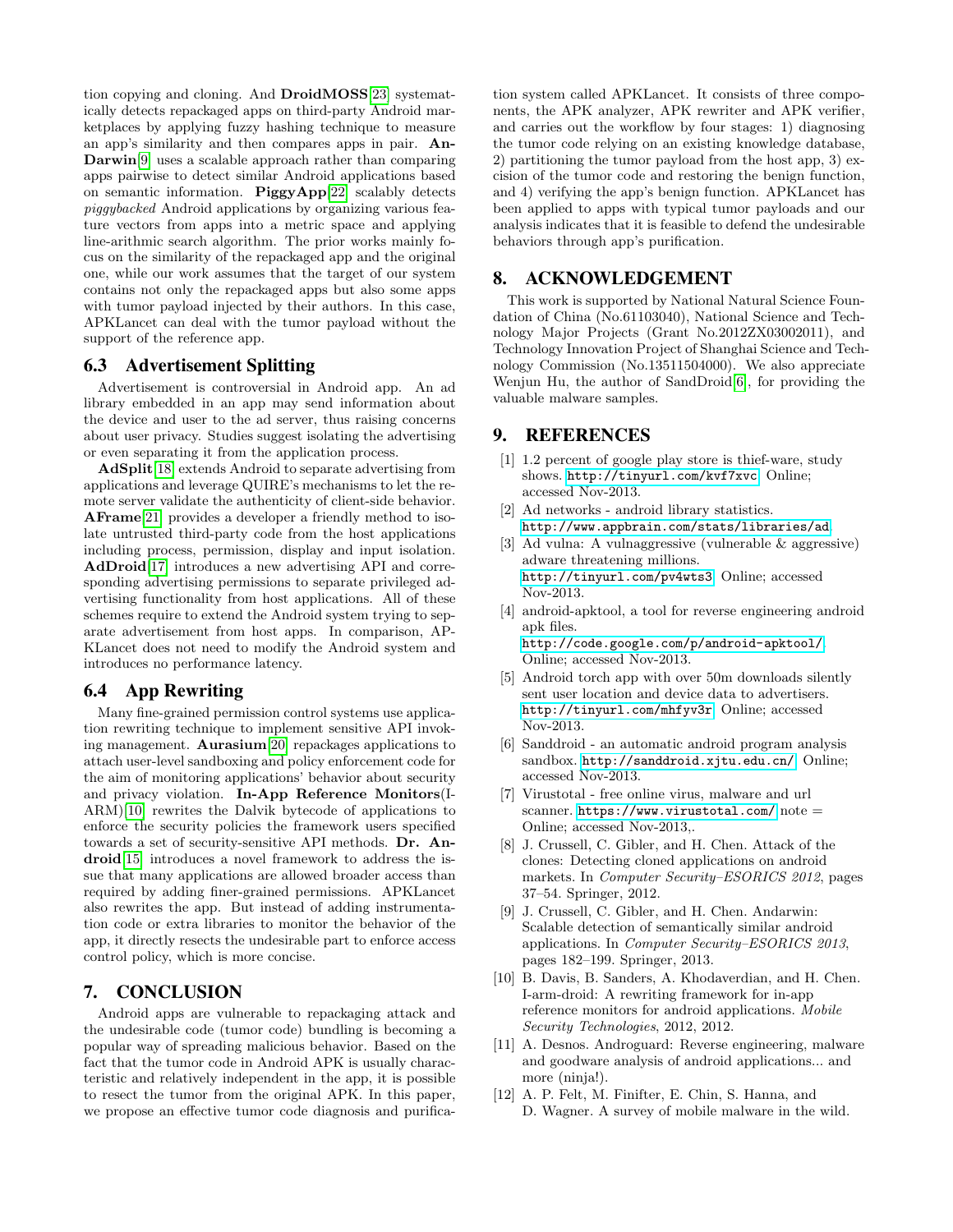tion copying and cloning. And **DroidMOSS**[23] systematically detects repackaged apps on third-party Android marketplaces by applying fuzzy hashing technique to measure an app's similarity and then compares apps in pair. **AnDarwin**[9] uses a scalable approach rather than comparing apps pairwise to detect similar Android applications based on semantic information. **PiggyApp**[22] scalably detects *piggybacked* Android applications by organizing various feature vectors from apps into a metric space and applying line-arithmic search algorithm. The prior works mainly focus on the similarity of the repackaged app and the original one, while our work assumes that the target of our system contains not only the repackaged apps but also some apps with tumor payload injected by their authors. In this case, APKLancet can deal with the tumor payload without the support of the reference app.

### 6.3 Advertisement Splitting

Advertisement is controversial in Android app. An ad library embedded in an app may send information about the device and user to the ad server, thus raising concerns about user privacy. Studies suggest isolating the advertising or even separating it from the application process.

**AdSplit**[18] extends Android to separate advertising from applications and leverage QUIRE's mechanisms to let the remote server validate the authenticity of client-side behavior. **AFrame**[21] provides a developer a friendly method to isolate untrusted third-party code from the host applications including process, permission, display and input isolation. **AdDroid**[17] introduces a new advertising API and corresponding advertising permissions to separate privileged advertising functionality from host applications. All of these schemes require to extend the Android system trying to separate advertisement from host apps. In comparison, APKLancet does not need to modify the Android system and introduces no performance latency.

### 6.4 App Rewriting

Many fine-grained permission control systems use application rewriting technique to implement sensitive API invoking management. **Aurasium**[20] repackages applications to attach user-level sandboxing and policy enforcement code for the aim of monitoring applications' behavior about security and privacy violation. **In-App Reference Monitors**(I-ARM)[10] rewrites the Dalvik bytecode of applications to enforce the security policies the framework users specified towards a set of security-sensitive API methods. **Dr. Android**[15] introduces a novel framework to address the issue that many applications are allowed broader access than required by adding finer-grained permissions. APKLancet also rewrites the app. But instead of adding instrumentation code or extra libraries to monitor the behavior of the app, it directly resects the undesirable part to enforce access control policy, which is more concise.

## 7. CONCLUSION

Android apps are vulnerable to repackaging attack and the undesirable code (tumor code) bundling is becoming a popular way of spreading malicious behavior. Based on the fact that the tumor code in Android APK is usually characteristic and relatively independent in the app, it is possible to resect the tumor from the original APK. In this paper, we propose an effective tumor code diagnosis and purification system called APKLancet. It consists of three components, the APK analyzer, APK rewriter and APK verifier, and carries out the workflow by four stages: 1) diagnosing the tumor code relying on an existing knowledge database, 2) partitioning the tumor payload from the host app, 3) excision of the tumor code and restoring the benign function, and 4) verifying the app's benign function. APKLancet has been applied to apps with typical tumor payloads and our analysis indicates that it is feasible to defend the undesirable behaviors through app's purification.

## 8. ACKNOWLEDGEMENT

This work is supported by National Natural Science Foundation of China (No.61103040), National Science and Technology Major Projects (Grant No.2012ZX03002011), and Technology Innovation Project of Shanghai Science and Technology Commission (No.13511504000). We also appreciate Wenjun Hu, the author of SandDroid[6], for providing the valuable malware samples.

## 9. REFERENCES

[1] 1.2 percent of google play store is thief-ware, study shows. http://tinyurl.com/kvf7xvc. Online; accessed Nov-2013.

[2] Ad networks - android library statistics. http://www.appbrain.com/stats/libraries/ad.

[3] Ad vulna: A vulnaggressive (vulnerable & aggressive) adware threatening millions. http://tinyurl.com/pv4wts3. Online; accessed Nov-2013.

[4] android-apktool, a tool for reverse engineering android apk files. http://code.google.com/p/android-apktool/. Online; accessed Nov-2013.

[5] Android torch app with over 50m downloads silently sent user location and device data to advertisers. http://tinyurl.com/mhfyv3r. Online; accessed Nov-2013.

[6] Sanddroid - an automatic android program analysis sandbox. http://sanddroid.xjtu.edu.cn/. Online; accessed Nov-2013.

[7] Virustotal - free online virus, malware and url scanner. https://www.virustotal.com/ note = Online; accessed Nov-2013,.

[8] J. Crussell, C. Gibler, and H. Chen. Attack of the clones: Detecting cloned applications on android markets. In *Computer Security–ESORICS 2012*, pages 37–54. Springer, 2012.

[9] J. Crussell, C. Gibler, and H. Chen. Andarwin: Scalable detection of semantically similar android applications. In *Computer Security–ESORICS 2013*, pages 182–199. Springer, 2013.

[10] B. Davis, B. Sanders, A. Khodaverdian, and H. Chen. I-arm-droid: A rewriting framework for in-app reference monitors for android applications. *Mobile Security Technologies*, 2012, 2012.

[11] A. Desnos. Androguard: Reverse engineering, malware and goodware analysis of android applications... and more (ninja!).

[12] A. P. Felt, M. Finifter, E. Chin, S. Hanna, and D. Wagner. A survey of mobile malware in the wild.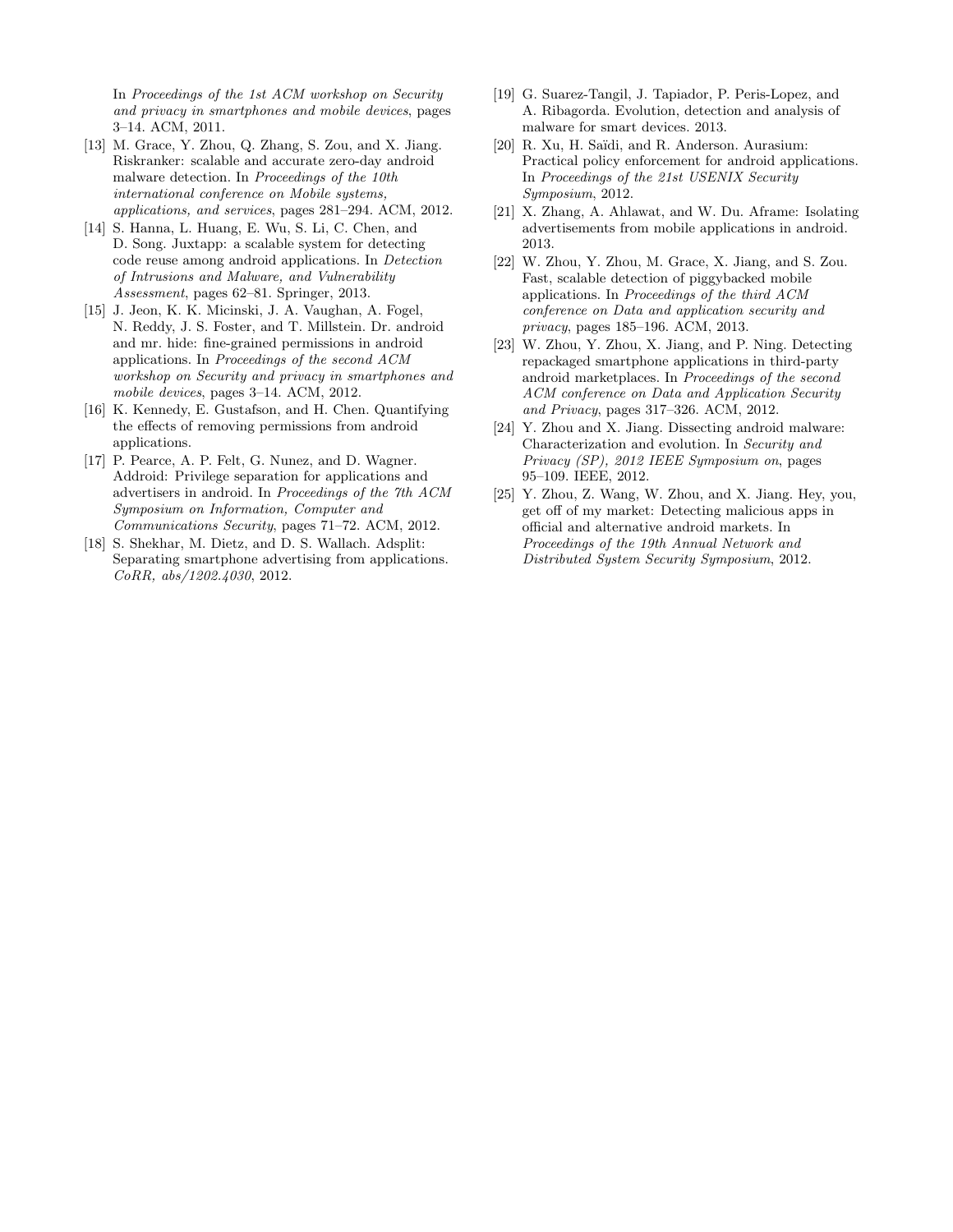In *Proceedings of the 1st ACM workshop on Security and privacy in smartphones and mobile devices*, pages 3–14. ACM, 2011.

[13] M. Grace, Y. Zhou, Q. Zhang, S. Zou, and X. Jiang. Riskranker: scalable and accurate zero-day android malware detection. In *Proceedings of the 10th international conference on Mobile systems, applications, and services*, pages 281–294. ACM, 2012.

[14] S. Hanna, L. Huang, E. Wu, S. Li, C. Chen, and D. Song. Juxtapp: a scalable system for detecting code reuse among android applications. In *Detection of Intrusions and Malware, and Vulnerability Assessment*, pages 62–81. Springer, 2013.

[15] J. Jeon, K. K. Micinski, J. A. Vaughan, A. Fogel, N. Reddy, J. S. Foster, and T. Millstein. Dr. android and mr. hide: fine-grained permissions in android applications. In *Proceedings of the second ACM workshop on Security and privacy in smartphones and mobile devices*, pages 3–14. ACM, 2012.

[16] K. Kennedy, E. Gustafson, and H. Chen. Quantifying the effects of removing permissions from android applications.

[17] P. Pearce, A. P. Felt, G. Nunez, and D. Wagner. Addroid: Privilege separation for applications and advertisers in android. In *Proceedings of the 7th ACM Symposium on Information, Computer and Communications Security*, pages 71–72. ACM, 2012.

[18] S. Shekhar, M. Dietz, and D. S. Wallach. Adsplit: Separating smartphone advertising from applications. *CoRR, abs/1202.4030*, 2012.

[19] G. Suarez-Tangil, J. Tapiador, P. Peris-Lopez, and A. Ribagorda. Evolution, detection and analysis of malware for smart devices. 2013.

[20] R. Xu, H. Saïdi, and R. Anderson. Aurasium: Practical policy enforcement for android applications. In *Proceedings of the 21st USENIX Security Symposium*, 2012.

[21] X. Zhang, A. Ahlawat, and W. Du. Aframe: Isolating advertisements from mobile applications in android. 2013.

[22] W. Zhou, Y. Zhou, M. Grace, X. Jiang, and S. Zou. Fast, scalable detection of piggybacked mobile applications. In *Proceedings of the third ACM conference on Data and application security and privacy*, pages 185–196. ACM, 2013.

[23] W. Zhou, Y. Zhou, X. Jiang, and P. Ning. Detecting repackaged smartphone applications in third-party android marketplaces. In *Proceedings of the second ACM conference on Data and Application Security and Privacy*, pages 317–326. ACM, 2012.

[24] Y. Zhou and X. Jiang. Dissecting android malware: Characterization and evolution. In *Security and Privacy (SP), 2012 IEEE Symposium on*, pages 95–109. IEEE, 2012.

[25] Y. Zhou, Z. Wang, W. Zhou, and X. Jiang. Hey, you, get off of my market: Detecting malicious apps in official and alternative android markets. In *Proceedings of the 19th Annual Network and Distributed System Security Symposium*, 2012.